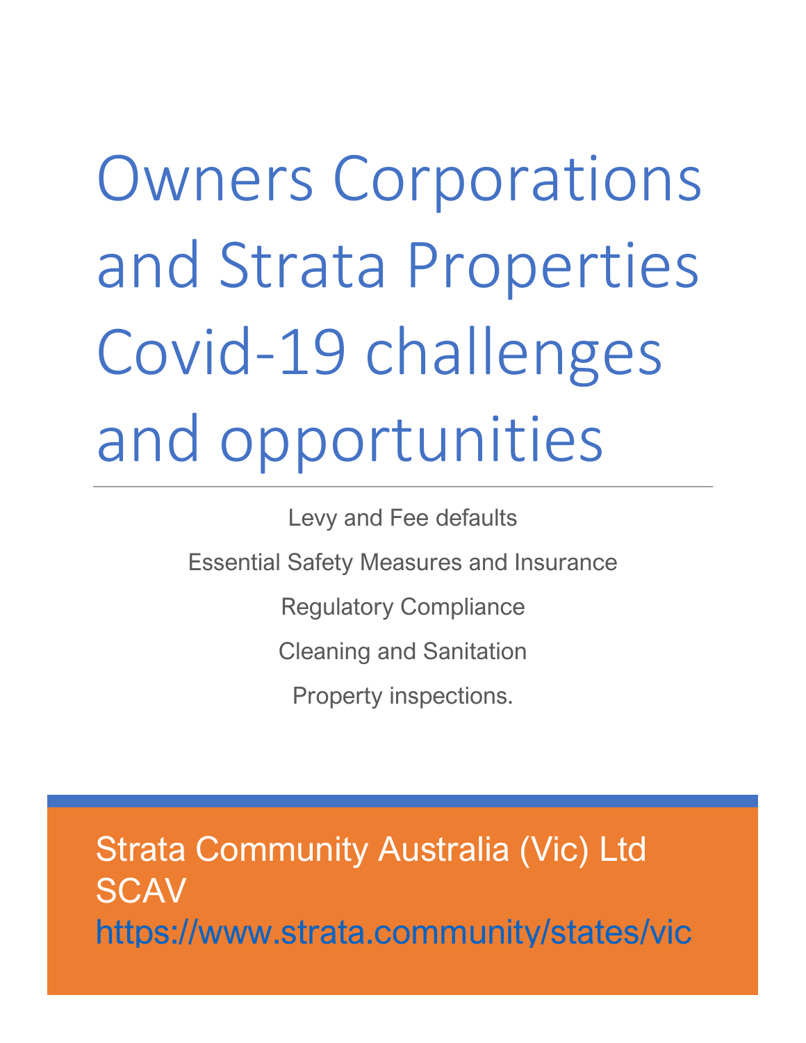# Owners Corporations and Strata Properties Covid-19 challenges and opportunities

---

Levy and Fee defaults

Essential Safety Measures and Insurance

Regulatory Compliance

Cleaning and Sanitation

Property inspections.

Strata Community Australia (Vic) Ltd
SCAV
https://www.strata.community/states/vic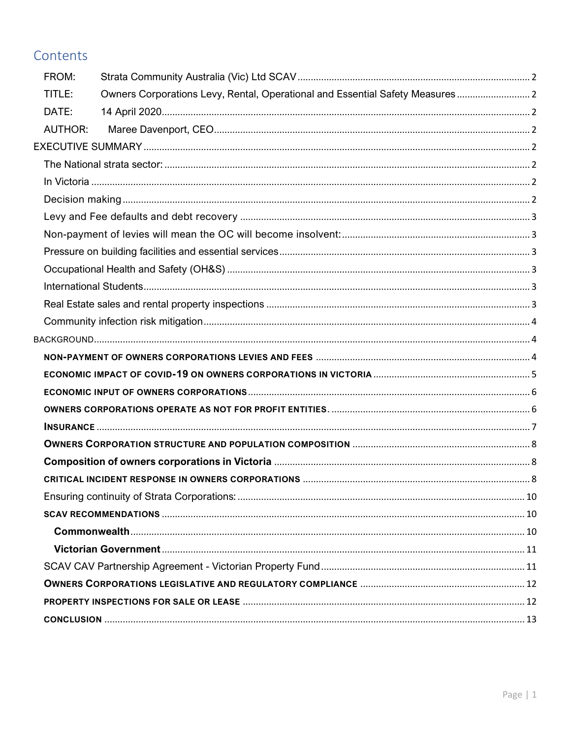# Contents

FROM: Strata Community Australia (Vic) Ltd SCAV ........................................ 2

TITLE: Owners Corporations Levy, Rental, Operational and Essential Safety Measures ........................................ 2

DATE: 14 April 2020 ........................................ 2

AUTHOR: Maree Davenport, CEO ........................................ 2

EXECUTIVE SUMMARY ........................................ 2

The National strata sector: ........................................ 2

In Victoria ........................................ 2

Decision making ........................................ 2

Levy and Fee defaults and debt recovery ........................................ 3

Non-payment of levies will mean the OC will become insolvent: ........................................ 3

Pressure on building facilities and essential services ........................................ 3

Occupational Health and Safety (OH&S) ........................................ 3

International Students ........................................ 3

Real Estate sales and rental property inspections ........................................ 3

Community infection risk mitigation ........................................ 4

BACKGROUND ........................................ 4

NON-PAYMENT OF OWNERS CORPORATIONS LEVIES AND FEES ........................................ 4

ECONOMIC IMPACT OF COVID-19 ON OWNERS CORPORATIONS IN VICTORIA ........................................ 5

ECONOMIC INPUT OF OWNERS CORPORATIONS ........................................ 6

OWNERS CORPORATIONS OPERATE AS NOT FOR PROFIT ENTITIES. ........................................ 6

INSURANCE ........................................ 7

OWNERS CORPORATION STRUCTURE AND POPULATION COMPOSITION ........................................ 8

Composition of owners corporations in Victoria ........................................ 8

CRITICAL INCIDENT RESPONSE IN OWNERS CORPORATIONS ........................................ 8

Ensuring continuity of Strata Corporations: ........................................ 10

SCAV RECOMMENDATIONS ........................................ 10

Commonwealth ........................................ 10

Victorian Government ........................................ 11

SCAV CAV Partnership Agreement - Victorian Property Fund ........................................ 11

OWNERS CORPORATIONS LEGISLATIVE AND REGULATORY COMPLIANCE ........................................ 12

PROPERTY INSPECTIONS FOR SALE OR LEASE ........................................ 12

CONCLUSION ........................................ 13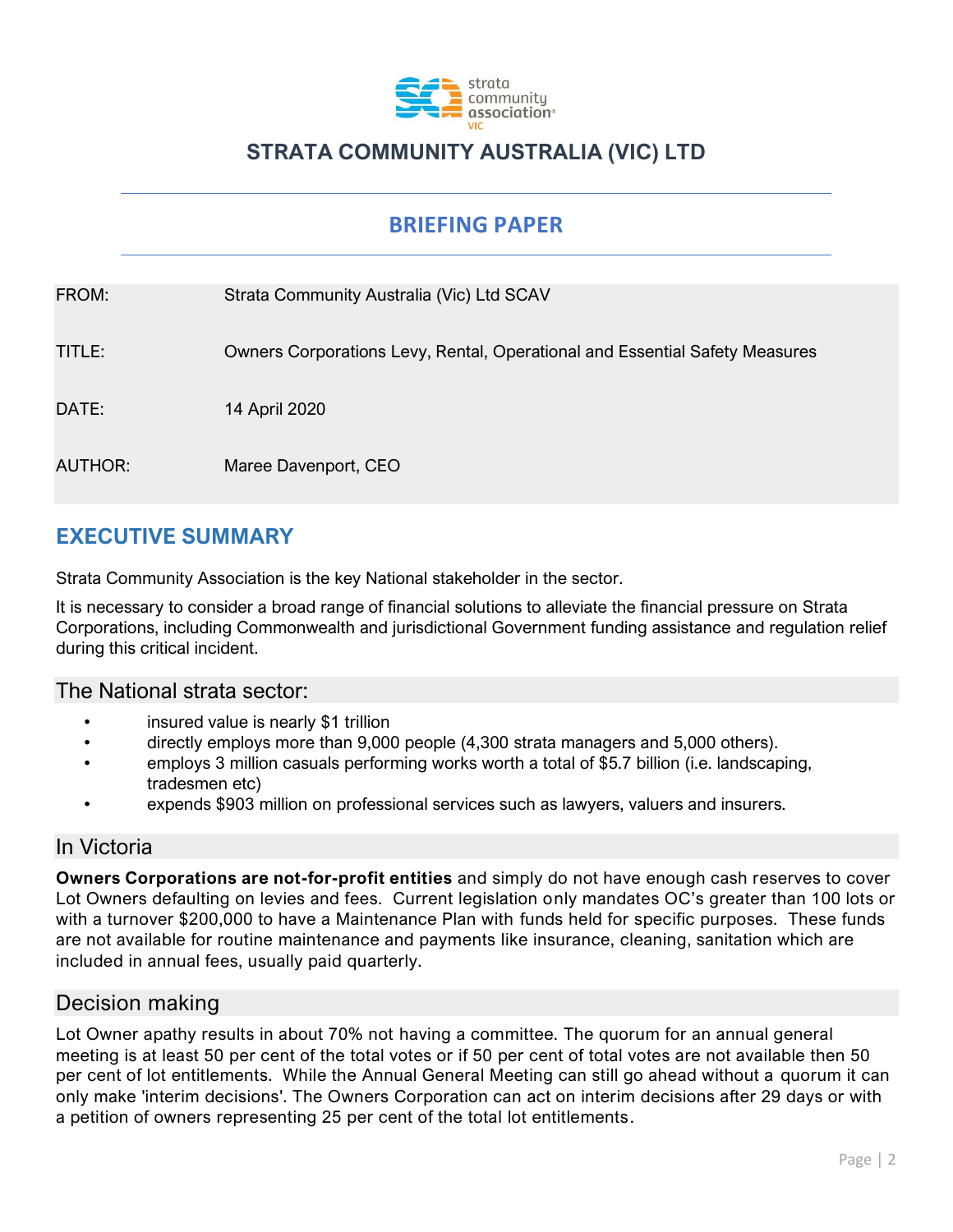strata community association VIC

# STRATA COMMUNITY AUSTRALIA (VIC) LTD

## BRIEFING PAPER

| | |
|---|---|
| FROM: | Strata Community Australia (Vic) Ltd SCAV |
| TITLE: | Owners Corporations Levy, Rental, Operational and Essential Safety Measures |
| DATE: | 14 April 2020 |
| AUTHOR: | Maree Davenport, CEO |

## EXECUTIVE SUMMARY

Strata Community Association is the key National stakeholder in the sector.

It is necessary to consider a broad range of financial solutions to alleviate the financial pressure on Strata Corporations, including Commonwealth and jurisdictional Government funding assistance and regulation relief during this critical incident.

### The National strata sector:

- insured value is nearly $1 trillion
- directly employs more than 9,000 people (4,300 strata managers and 5,000 others).
- employs 3 million casuals performing works worth a total of $5.7 billion (i.e. landscaping, tradesmen etc)
- expends $903 million on professional services such as lawyers, valuers and insurers.

### In Victoria

**Owners Corporations are not-for-profit entities** and simply do not have enough cash reserves to cover Lot Owners defaulting on levies and fees. Current legislation only mandates OC's greater than 100 lots or with a turnover $200,000 to have a Maintenance Plan with funds held for specific purposes. These funds are not available for routine maintenance and payments like insurance, cleaning, sanitation which are included in annual fees, usually paid quarterly.

### Decision making

Lot Owner apathy results in about 70% not having a committee. The quorum for an annual general meeting is at least 50 per cent of the total votes or if 50 per cent of total votes are not available then 50 per cent of lot entitlements. While the Annual General Meeting can still go ahead without a quorum it can only make 'interim decisions'. The Owners Corporation can act on interim decisions after 29 days or with a petition of owners representing 25 per cent of the total lot entitlements.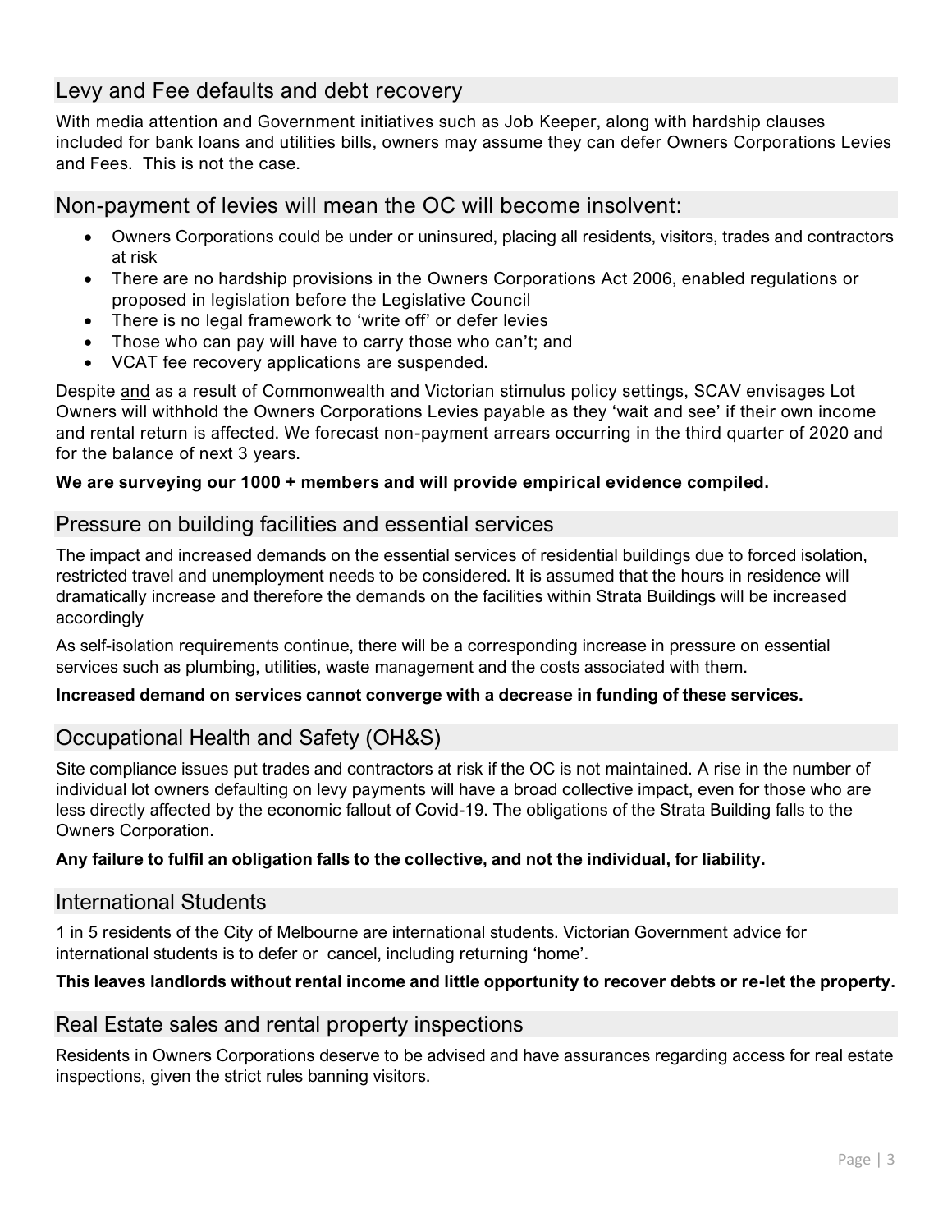## Levy and Fee defaults and debt recovery

With media attention and Government initiatives such as Job Keeper, along with hardship clauses included for bank loans and utilities bills, owners may assume they can defer Owners Corporations Levies and Fees. This is not the case.

## Non-payment of levies will mean the OC will become insolvent:

- Owners Corporations could be under or uninsured, placing all residents, visitors, trades and contractors at risk
- There are no hardship provisions in the Owners Corporations Act 2006, enabled regulations or proposed in legislation before the Legislative Council
- There is no legal framework to 'write off' or defer levies
- Those who can pay will have to carry those who can't; and
- VCAT fee recovery applications are suspended.

Despite <u>and</u> as a result of Commonwealth and Victorian stimulus policy settings, SCAV envisages Lot Owners will withhold the Owners Corporations Levies payable as they 'wait and see' if their own income and rental return is affected. We forecast non-payment arrears occurring in the third quarter of 2020 and for the balance of next 3 years.

**We are surveying our 1000 + members and will provide empirical evidence compiled.**

## Pressure on building facilities and essential services

The impact and increased demands on the essential services of residential buildings due to forced isolation, restricted travel and unemployment needs to be considered. It is assumed that the hours in residence will dramatically increase and therefore the demands on the facilities within Strata Buildings will be increased accordingly

As self-isolation requirements continue, there will be a corresponding increase in pressure on essential services such as plumbing, utilities, waste management and the costs associated with them.

**Increased demand on services cannot converge with a decrease in funding of these services.**

## Occupational Health and Safety (OH&S)

Site compliance issues put trades and contractors at risk if the OC is not maintained. A rise in the number of individual lot owners defaulting on levy payments will have a broad collective impact, even for those who are less directly affected by the economic fallout of Covid-19. The obligations of the Strata Building falls to the Owners Corporation.

**Any failure to fulfil an obligation falls to the collective, and not the individual, for liability.**

## International Students

1 in 5 residents of the City of Melbourne are international students. Victorian Government advice for international students is to defer or cancel, including returning 'home'.

**This leaves landlords without rental income and little opportunity to recover debts or re-let the property.**

## Real Estate sales and rental property inspections

Residents in Owners Corporations deserve to be advised and have assurances regarding access for real estate inspections, given the strict rules banning visitors.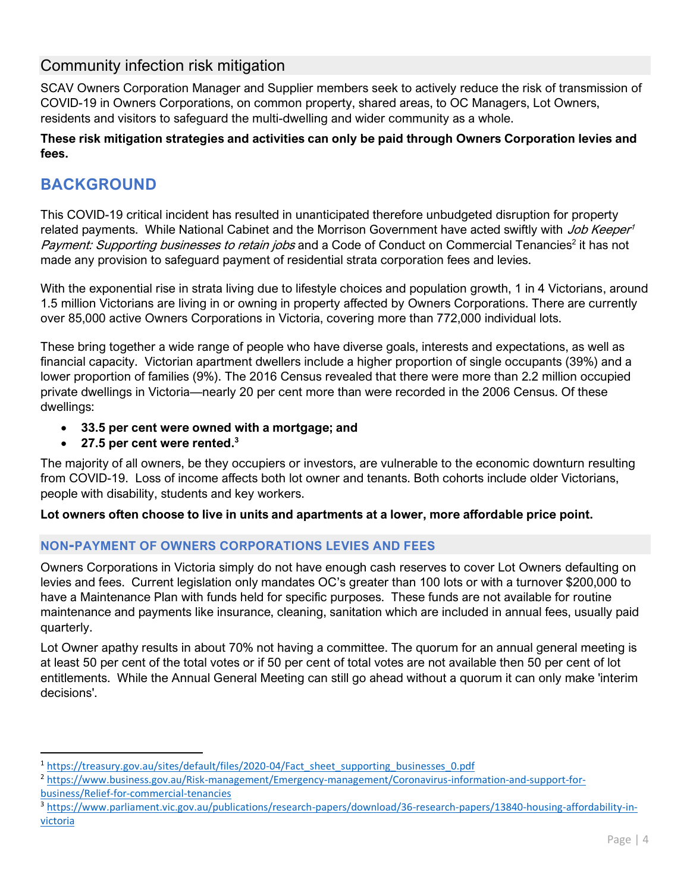## Community infection risk mitigation

SCAV Owners Corporation Manager and Supplier members seek to actively reduce the risk of transmission of COVID-19 in Owners Corporations, on common property, shared areas, to OC Managers, Lot Owners, residents and visitors to safeguard the multi-dwelling and wider community as a whole.

**These risk mitigation strategies and activities can only be paid through Owners Corporation levies and fees.**

# BACKGROUND

This COVID-19 critical incident has resulted in unanticipated therefore unbudgeted disruption for property related payments. While National Cabinet and the Morrison Government have acted swiftly with *Job Keeper*[1] *Payment: Supporting businesses to retain jobs* and a Code of Conduct on Commercial Tenancies[2] it has not made any provision to safeguard payment of residential strata corporation fees and levies.

With the exponential rise in strata living due to lifestyle choices and population growth, 1 in 4 Victorians, around 1.5 million Victorians are living in or owning in property affected by Owners Corporations. There are currently over 85,000 active Owners Corporations in Victoria, covering more than 772,000 individual lots.

These bring together a wide range of people who have diverse goals, interests and expectations, as well as financial capacity. Victorian apartment dwellers include a higher proportion of single occupants (39%) and a lower proportion of families (9%). The 2016 Census revealed that there were more than 2.2 million occupied private dwellings in Victoria—nearly 20 per cent more than were recorded in the 2006 Census. Of these dwellings:

- **33.5 per cent were owned with a mortgage; and**
- **27.5 per cent were rented.**[3]

The majority of all owners, be they occupiers or investors, are vulnerable to the economic downturn resulting from COVID-19. Loss of income affects both lot owner and tenants. Both cohorts include older Victorians, people with disability, students and key workers.

**Lot owners often choose to live in units and apartments at a lower, more affordable price point.**

### NON-PAYMENT OF OWNERS CORPORATIONS LEVIES AND FEES

Owners Corporations in Victoria simply do not have enough cash reserves to cover Lot Owners defaulting on levies and fees. Current legislation only mandates OC's greater than 100 lots or with a turnover $200,000 to have a Maintenance Plan with funds held for specific purposes. These funds are not available for routine maintenance and payments like insurance, cleaning, sanitation which are included in annual fees, usually paid quarterly.

Lot Owner apathy results in about 70% not having a committee. The quorum for an annual general meeting is at least 50 per cent of the total votes or if 50 per cent of total votes are not available then 50 per cent of lot entitlements. While the Annual General Meeting can still go ahead without a quorum it can only make 'interim decisions'.

---

[1] https://treasury.gov.au/sites/default/files/2020-04/Fact_sheet_supporting_businesses_0.pdf

[2] https://www.business.gov.au/Risk-management/Emergency-management/Coronavirus-information-and-support-for-business/Relief-for-commercial-tenancies

[3] https://www.parliament.vic.gov.au/publications/research-papers/download/36-research-papers/13840-housing-affordability-in-victoria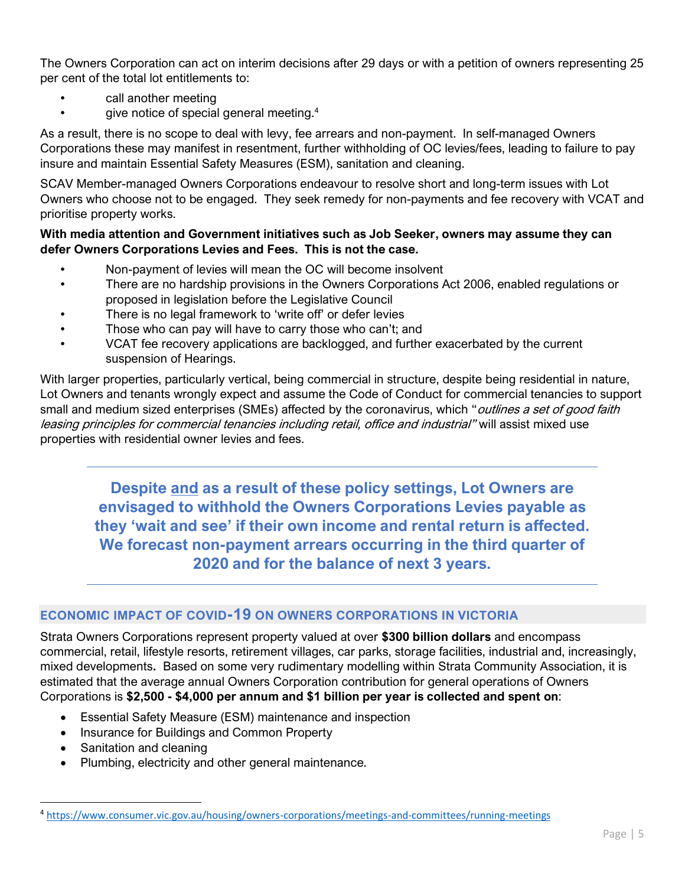The Owners Corporation can act on interim decisions after 29 days or with a petition of owners representing 25 per cent of the total lot entitlements to:

- call another meeting
- give notice of special general meeting.[4]

As a result, there is no scope to deal with levy, fee arrears and non-payment. In self-managed Owners Corporations these may manifest in resentment, further withholding of OC levies/fees, leading to failure to pay insure and maintain Essential Safety Measures (ESM), sanitation and cleaning.

SCAV Member-managed Owners Corporations endeavour to resolve short and long-term issues with Lot Owners who choose not to be engaged. They seek remedy for non-payments and fee recovery with VCAT and prioritise property works.

**With media attention and Government initiatives such as Job Seeker, owners may assume they can defer Owners Corporations Levies and Fees. This is not the case.**

- Non-payment of levies will mean the OC will become insolvent
- There are no hardship provisions in the Owners Corporations Act 2006, enabled regulations or proposed in legislation before the Legislative Council
- There is no legal framework to 'write off' or defer levies
- Those who can pay will have to carry those who can't; and
- VCAT fee recovery applications are backlogged, and further exacerbated by the current suspension of Hearings.

With larger properties, particularly vertical, being commercial in structure, despite being residential in nature, Lot Owners and tenants wrongly expect and assume the Code of Conduct for commercial tenancies to support small and medium sized enterprises (SMEs) affected by the coronavirus, which "*outlines a set of good faith leasing principles for commercial tenancies including retail, office and industrial"* will assist mixed use properties with residential owner levies and fees.

---

**Despite <u>and</u> as a result of these policy settings, Lot Owners are envisaged to withhold the Owners Corporations Levies payable as they 'wait and see' if their own income and rental return is affected. We forecast non-payment arrears occurring in the third quarter of 2020 and for the balance of next 3 years.**

---

## ECONOMIC IMPACT OF COVID-19 ON OWNERS CORPORATIONS IN VICTORIA

Strata Owners Corporations represent property valued at over **$300 billion dollars** and encompass commercial, retail, lifestyle resorts, retirement villages, car parks, storage facilities, industrial and, increasingly, mixed developments**.** Based on some very rudimentary modelling within Strata Community Association, it is estimated that the average annual Owners Corporation contribution for general operations of Owners Corporations is **$2,500 - $4,000 per annum and $1 billion per year is collected and spent on**:

- Essential Safety Measure (ESM) maintenance and inspection
- Insurance for Buildings and Common Property
- Sanitation and cleaning
- Plumbing, electricity and other general maintenance.

---

[4] https://www.consumer.vic.gov.au/housing/owners-corporations/meetings-and-committees/running-meetings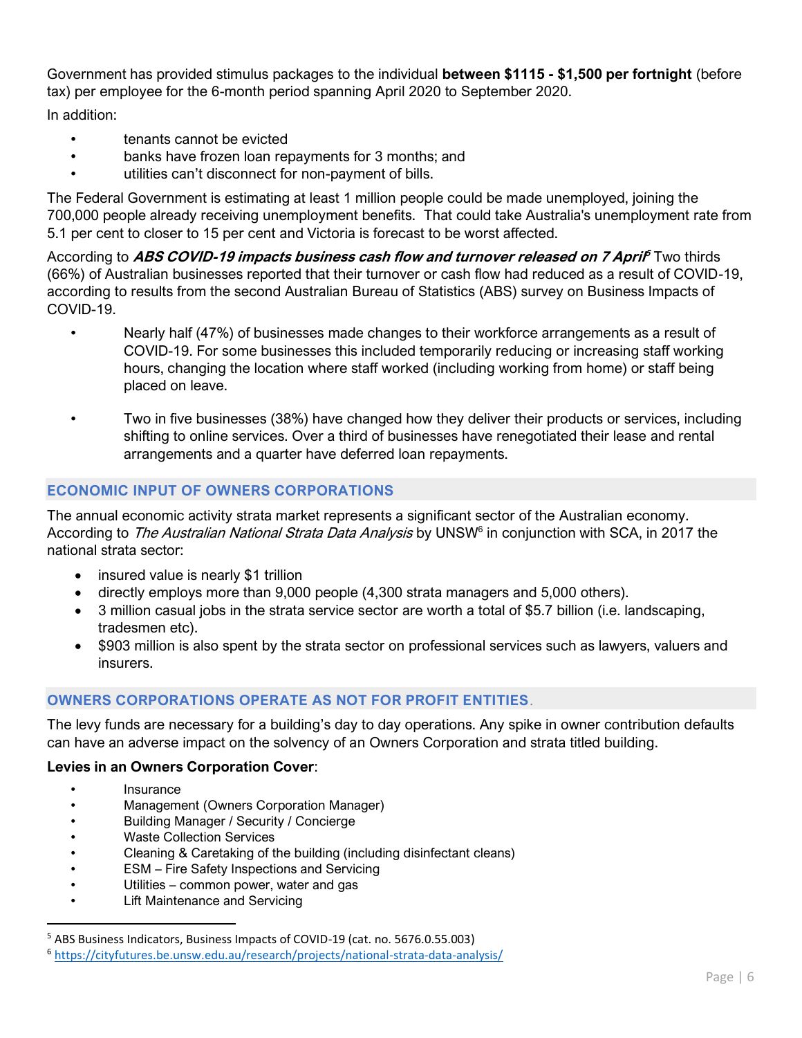Government has provided stimulus packages to the individual **between $1115 - $1,500 per fortnight** (before tax) per employee for the 6-month period spanning April 2020 to September 2020.

In addition:

- tenants cannot be evicted
- banks have frozen loan repayments for 3 months; and
- utilities can't disconnect for non-payment of bills.

The Federal Government is estimating at least 1 million people could be made unemployed, joining the 700,000 people already receiving unemployment benefits. That could take Australia's unemployment rate from 5.1 per cent to closer to 15 per cent and Victoria is forecast to be worst affected.

According to ***ABS COVID-19 impacts business cash flow and turnover released on 7 April***[5] Two thirds (66%) of Australian businesses reported that their turnover or cash flow had reduced as a result of COVID-19, according to results from the second Australian Bureau of Statistics (ABS) survey on Business Impacts of COVID-19.

- Nearly half (47%) of businesses made changes to their workforce arrangements as a result of COVID-19. For some businesses this included temporarily reducing or increasing staff working hours, changing the location where staff worked (including working from home) or staff being placed on leave.

- Two in five businesses (38%) have changed how they deliver their products or services, including shifting to online services. Over a third of businesses have renegotiated their lease and rental arrangements and a quarter have deferred loan repayments.

## ECONOMIC INPUT OF OWNERS CORPORATIONS

The annual economic activity strata market represents a significant sector of the Australian economy. According to *The Australian National Strata Data Analysis* by UNSW[6] in conjunction with SCA, in 2017 the national strata sector:

- insured value is nearly $1 trillion
- directly employs more than 9,000 people (4,300 strata managers and 5,000 others).
- 3 million casual jobs in the strata service sector are worth a total of $5.7 billion (i.e. landscaping, tradesmen etc).
- $903 million is also spent by the strata sector on professional services such as lawyers, valuers and insurers.

## OWNERS CORPORATIONS OPERATE AS NOT FOR PROFIT ENTITIES.

The levy funds are necessary for a building's day to day operations. Any spike in owner contribution defaults can have an adverse impact on the solvency of an Owners Corporation and strata titled building.

**Levies in an Owners Corporation Cover**:

- Insurance
- Management (Owners Corporation Manager)
- Building Manager / Security / Concierge
- Waste Collection Services
- Cleaning & Caretaking of the building (including disinfectant cleans)
- ESM – Fire Safety Inspections and Servicing
- Utilities – common power, water and gas
- Lift Maintenance and Servicing

---

[5] ABS Business Indicators, Business Impacts of COVID-19 (cat. no. 5676.0.55.003)

[6] https://cityfutures.be.unsw.edu.au/research/projects/national-strata-data-analysis/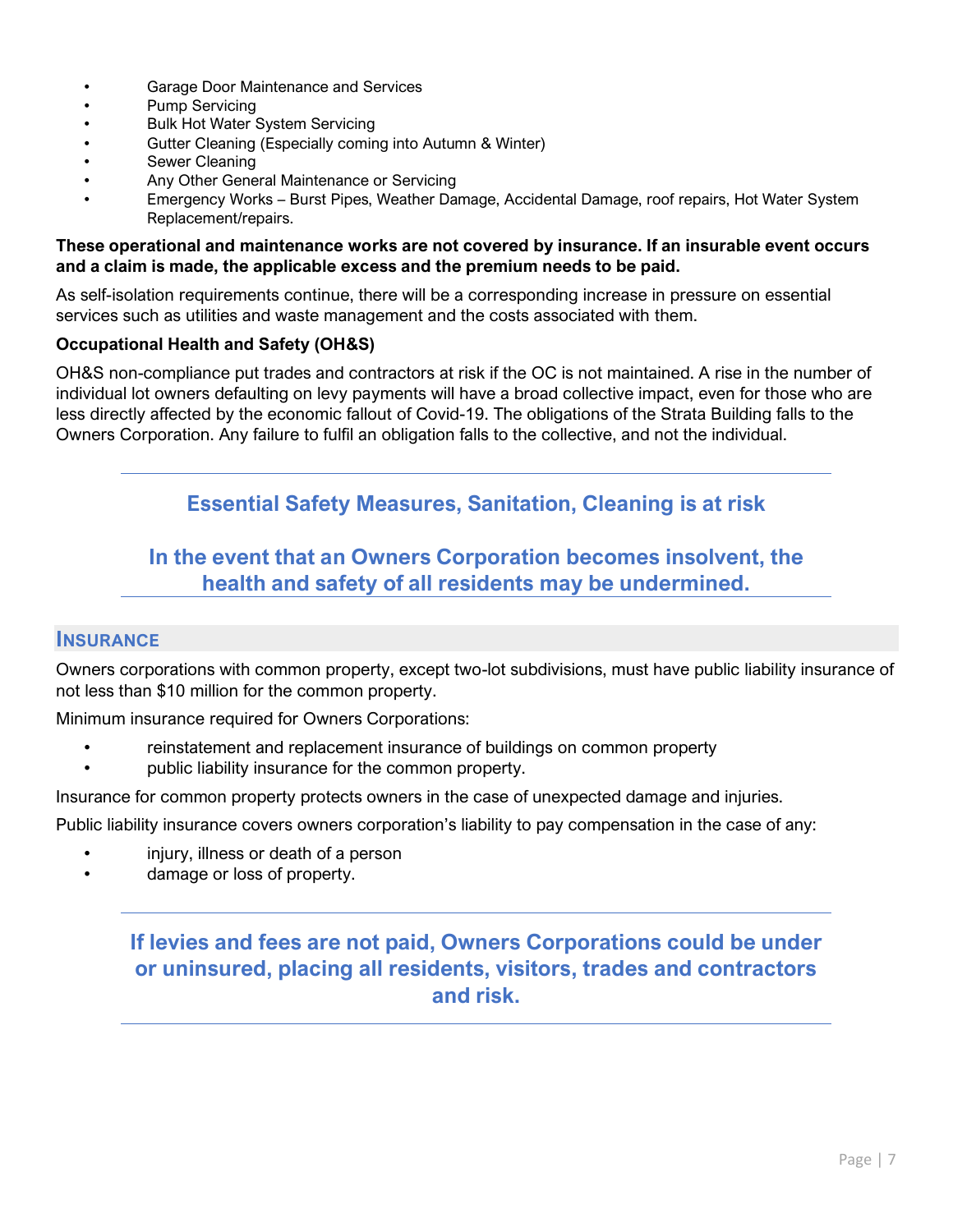- Garage Door Maintenance and Services
- Pump Servicing
- Bulk Hot Water System Servicing
- Gutter Cleaning (Especially coming into Autumn & Winter)
- Sewer Cleaning
- Any Other General Maintenance or Servicing
- Emergency Works – Burst Pipes, Weather Damage, Accidental Damage, roof repairs, Hot Water System Replacement/repairs.

**These operational and maintenance works are not covered by insurance. If an insurable event occurs and a claim is made, the applicable excess and the premium needs to be paid.**

As self-isolation requirements continue, there will be a corresponding increase in pressure on essential services such as utilities and waste management and the costs associated with them.

**Occupational Health and Safety (OH&S)**

OH&S non-compliance put trades and contractors at risk if the OC is not maintained. A rise in the number of individual lot owners defaulting on levy payments will have a broad collective impact, even for those who are less directly affected by the economic fallout of Covid-19. The obligations of the Strata Building falls to the Owners Corporation. Any failure to fulfil an obligation falls to the collective, and not the individual.

---

**Essential Safety Measures, Sanitation, Cleaning is at risk**

**In the event that an Owners Corporation becomes insolvent, the health and safety of all residents may be undermined.**

---

## INSURANCE

Owners corporations with common property, except two-lot subdivisions, must have public liability insurance of not less than $10 million for the common property.

Minimum insurance required for Owners Corporations:

- reinstatement and replacement insurance of buildings on common property
- public liability insurance for the common property.

Insurance for common property protects owners in the case of unexpected damage and injuries.

Public liability insurance covers owners corporation's liability to pay compensation in the case of any:

- injury, illness or death of a person
- damage or loss of property.

---

**If levies and fees are not paid, Owners Corporations could be under or uninsured, placing all residents, visitors, trades and contractors and risk.**

---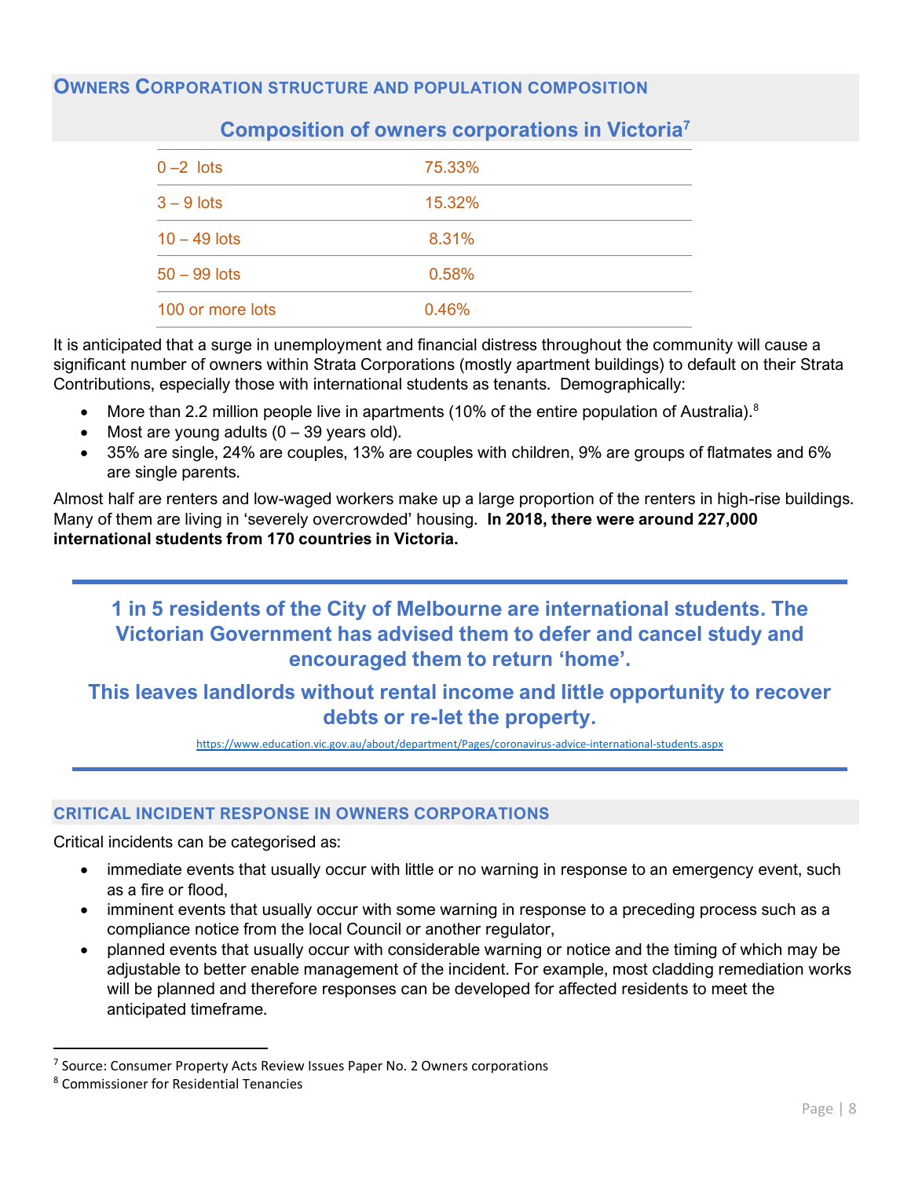## OWNERS CORPORATION STRUCTURE AND POPULATION COMPOSITION

### Composition of owners corporations in Victoria[7]

| | |
|---|---|
| 0 –2 lots | 75.33% |
| 3 – 9 lots | 15.32% |
| 10 – 49 lots | 8.31% |
| 50 – 99 lots | 0.58% |
| 100 or more lots | 0.46% |

It is anticipated that a surge in unemployment and financial distress throughout the community will cause a significant number of owners within Strata Corporations (mostly apartment buildings) to default on their Strata Contributions, especially those with international students as tenants. Demographically:

- More than 2.2 million people live in apartments (10% of the entire population of Australia).[8]
- Most are young adults (0 – 39 years old).
- 35% are single, 24% are couples, 13% are couples with children, 9% are groups of flatmates and 6% are single parents.

Almost half are renters and low-waged workers make up a large proportion of the renters in high-rise buildings. Many of them are living in 'severely overcrowded' housing. **In 2018, there were around 227,000 international students from 170 countries in Victoria.**

**1 in 5 residents of the City of Melbourne are international students. The Victorian Government has advised them to defer and cancel study and encouraged them to return 'home'.**

**This leaves landlords without rental income and little opportunity to recover debts or re-let the property.**

https://www.education.vic.gov.au/about/department/Pages/coronavirus-advice-international-students.aspx

## CRITICAL INCIDENT RESPONSE IN OWNERS CORPORATIONS

Critical incidents can be categorised as:

- immediate events that usually occur with little or no warning in response to an emergency event, such as a fire or flood,
- imminent events that usually occur with some warning in response to a preceding process such as a compliance notice from the local Council or another regulator,
- planned events that usually occur with considerable warning or notice and the timing of which may be adjustable to better enable management of the incident. For example, most cladding remediation works will be planned and therefore responses can be developed for affected residents to meet the anticipated timeframe.

[7] Source: Consumer Property Acts Review Issues Paper No. 2 Owners corporations

[8] Commissioner for Residential Tenancies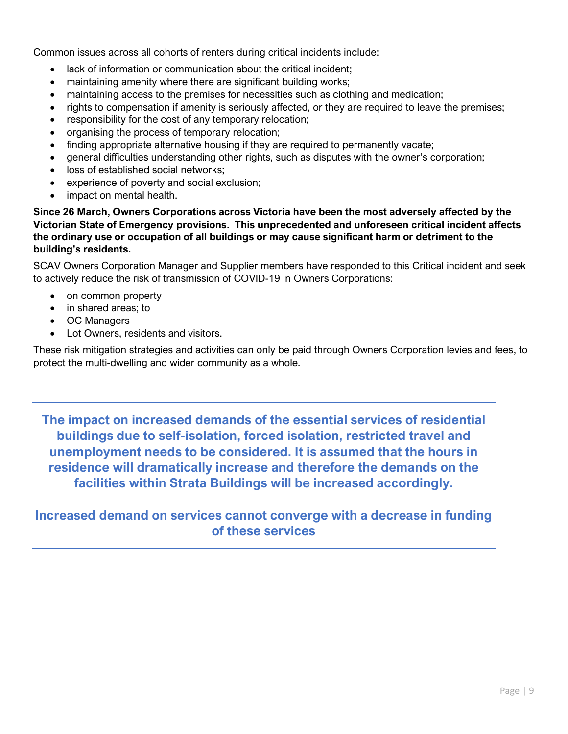Common issues across all cohorts of renters during critical incidents include:

- lack of information or communication about the critical incident;
- maintaining amenity where there are significant building works;
- maintaining access to the premises for necessities such as clothing and medication;
- rights to compensation if amenity is seriously affected, or they are required to leave the premises;
- responsibility for the cost of any temporary relocation;
- organising the process of temporary relocation;
- finding appropriate alternative housing if they are required to permanently vacate;
- general difficulties understanding other rights, such as disputes with the owner's corporation;
- loss of established social networks;
- experience of poverty and social exclusion;
- impact on mental health.

**Since 26 March, Owners Corporations across Victoria have been the most adversely affected by the Victorian State of Emergency provisions. This unprecedented and unforeseen critical incident affects the ordinary use or occupation of all buildings or may cause significant harm or detriment to the building's residents.**

SCAV Owners Corporation Manager and Supplier members have responded to this Critical incident and seek to actively reduce the risk of transmission of COVID-19 in Owners Corporations:

- on common property
- in shared areas; to
- OC Managers
- Lot Owners, residents and visitors.

These risk mitigation strategies and activities can only be paid through Owners Corporation levies and fees, to protect the multi-dwelling and wider community as a whole.

---

**The impact on increased demands of the essential services of residential buildings due to self-isolation, forced isolation, restricted travel and unemployment needs to be considered. It is assumed that the hours in residence will dramatically increase and therefore the demands on the facilities within Strata Buildings will be increased accordingly.**

**Increased demand on services cannot converge with a decrease in funding of these services**

---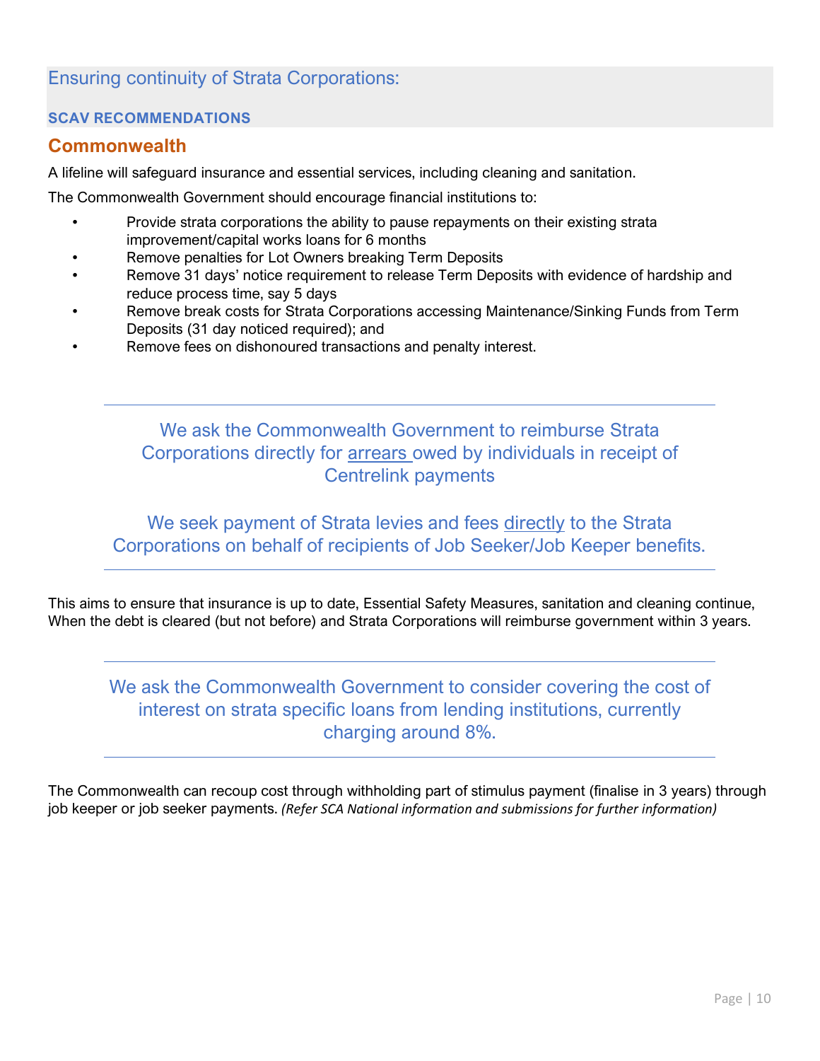## Ensuring continuity of Strata Corporations:

**SCAV RECOMMENDATIONS**

### Commonwealth

A lifeline will safeguard insurance and essential services, including cleaning and sanitation.

The Commonwealth Government should encourage financial institutions to:

- Provide strata corporations the ability to pause repayments on their existing strata improvement/capital works loans for 6 months
- Remove penalties for Lot Owners breaking Term Deposits
- Remove 31 days' notice requirement to release Term Deposits with evidence of hardship and reduce process time, say 5 days
- Remove break costs for Strata Corporations accessing Maintenance/Sinking Funds from Term Deposits (31 day noticed required); and
- Remove fees on dishonoured transactions and penalty interest.

---

We ask the Commonwealth Government to reimburse Strata Corporations directly for arrears owed by individuals in receipt of Centrelink payments

We seek payment of Strata levies and fees directly to the Strata Corporations on behalf of recipients of Job Seeker/Job Keeper benefits.

---

This aims to ensure that insurance is up to date, Essential Safety Measures, sanitation and cleaning continue, When the debt is cleared (but not before) and Strata Corporations will reimburse government within 3 years.

---

We ask the Commonwealth Government to consider covering the cost of interest on strata specific loans from lending institutions, currently charging around 8%.

---

The Commonwealth can recoup cost through withholding part of stimulus payment (finalise in 3 years) through job keeper or job seeker payments. *(Refer SCA National information and submissions for further information)*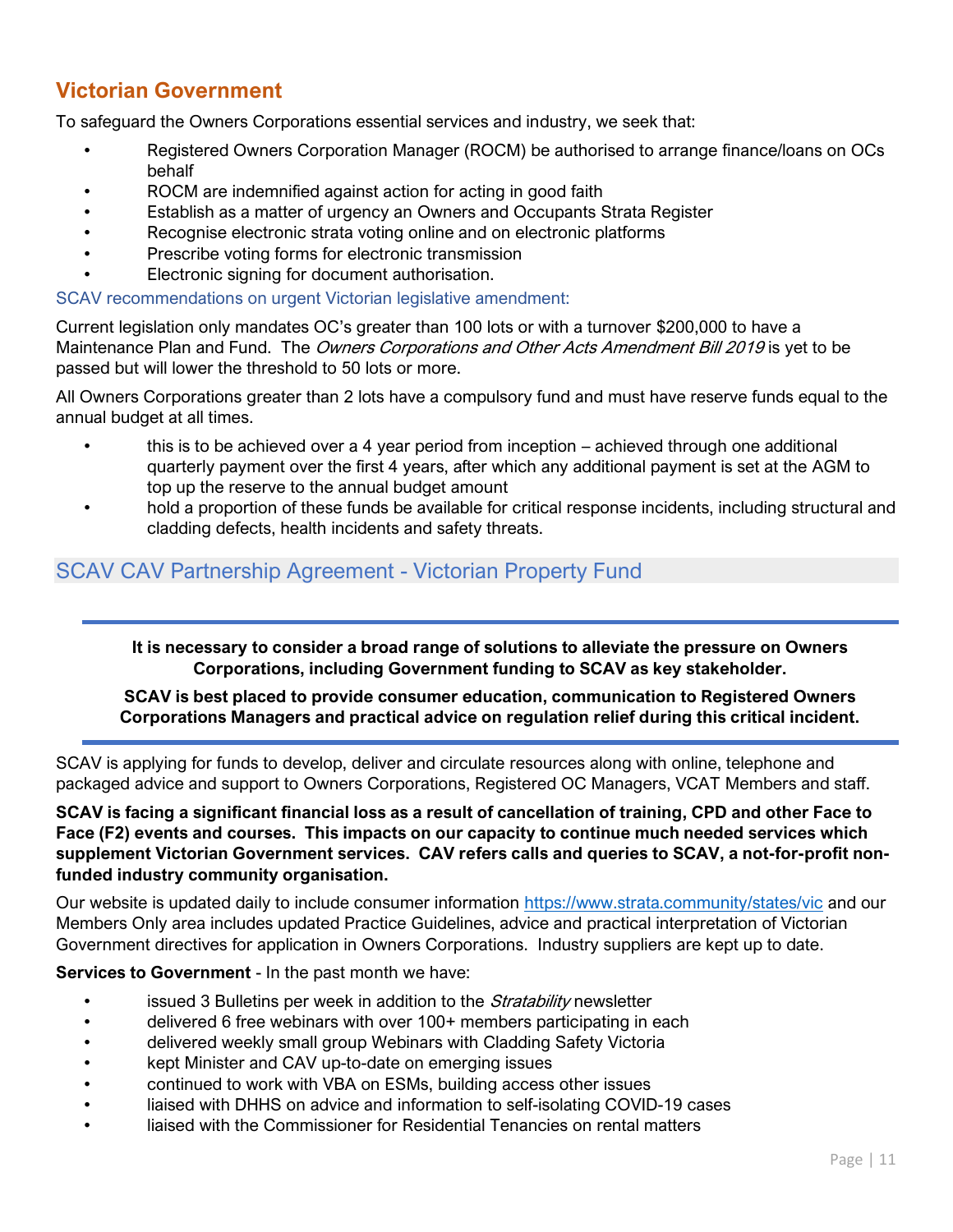## Victorian Government

To safeguard the Owners Corporations essential services and industry, we seek that:

- Registered Owners Corporation Manager (ROCM) be authorised to arrange finance/loans on OCs behalf
- ROCM are indemnified against action for acting in good faith
- Establish as a matter of urgency an Owners and Occupants Strata Register
- Recognise electronic strata voting online and on electronic platforms
- Prescribe voting forms for electronic transmission
- Electronic signing for document authorisation.

### SCAV recommendations on urgent Victorian legislative amendment:

Current legislation only mandates OC's greater than 100 lots or with a turnover $200,000 to have a Maintenance Plan and Fund. The *Owners Corporations and Other Acts Amendment Bill 2019* is yet to be passed but will lower the threshold to 50 lots or more.

All Owners Corporations greater than 2 lots have a compulsory fund and must have reserve funds equal to the annual budget at all times.

- this is to be achieved over a 4 year period from inception – achieved through one additional quarterly payment over the first 4 years, after which any additional payment is set at the AGM to top up the reserve to the annual budget amount
- hold a proportion of these funds be available for critical response incidents, including structural and cladding defects, health incidents and safety threats.

## SCAV CAV Partnership Agreement - Victorian Property Fund

**It is necessary to consider a broad range of solutions to alleviate the pressure on Owners Corporations, including Government funding to SCAV as key stakeholder.**

**SCAV is best placed to provide consumer education, communication to Registered Owners Corporations Managers and practical advice on regulation relief during this critical incident.**

SCAV is applying for funds to develop, deliver and circulate resources along with online, telephone and packaged advice and support to Owners Corporations, Registered OC Managers, VCAT Members and staff.

**SCAV is facing a significant financial loss as a result of cancellation of training, CPD and other Face to Face (F2) events and courses. This impacts on our capacity to continue much needed services which supplement Victorian Government services. CAV refers calls and queries to SCAV, a not-for-profit non-funded industry community organisation.**

Our website is updated daily to include consumer information https://www.strata.community/states/vic and our Members Only area includes updated Practice Guidelines, advice and practical interpretation of Victorian Government directives for application in Owners Corporations. Industry suppliers are kept up to date.

**Services to Government** - In the past month we have:

- issued 3 Bulletins per week in addition to the *Stratability* newsletter
- delivered 6 free webinars with over 100+ members participating in each
- delivered weekly small group Webinars with Cladding Safety Victoria
- kept Minister and CAV up-to-date on emerging issues
- continued to work with VBA on ESMs, building access other issues
- liaised with DHHS on advice and information to self-isolating COVID-19 cases
- liaised with the Commissioner for Residential Tenancies on rental matters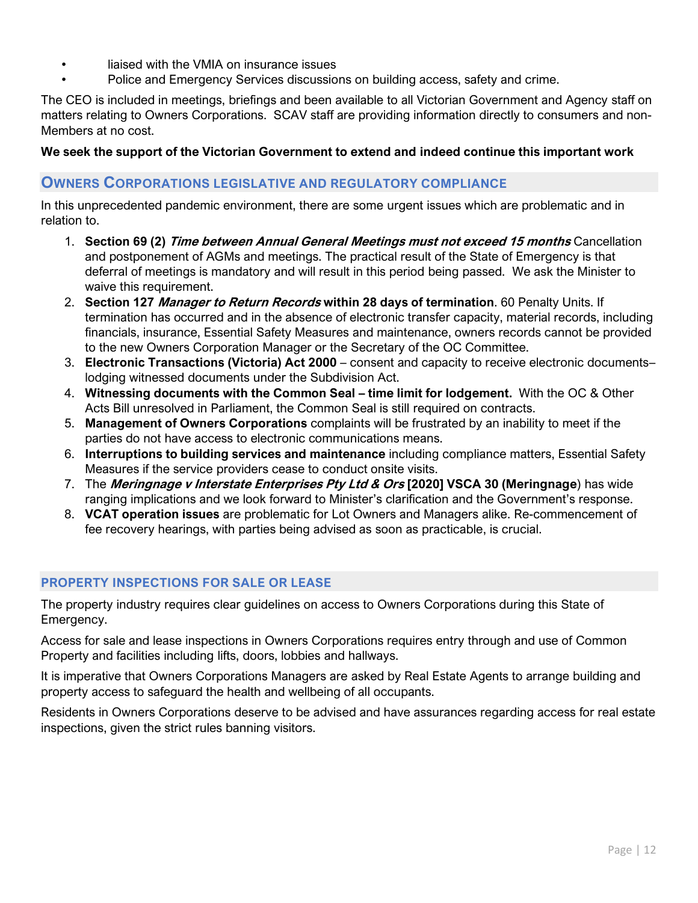- liaised with the VMIA on insurance issues
- Police and Emergency Services discussions on building access, safety and crime.

The CEO is included in meetings, briefings and been available to all Victorian Government and Agency staff on matters relating to Owners Corporations. SCAV staff are providing information directly to consumers and non-Members at no cost.

**We seek the support of the Victorian Government to extend and indeed continue this important work**

## OWNERS CORPORATIONS LEGISLATIVE AND REGULATORY COMPLIANCE

In this unprecedented pandemic environment, there are some urgent issues which are problematic and in relation to.

1. **Section 69 (2)** ***Time between Annual General Meetings must not exceed 15 months*** Cancellation and postponement of AGMs and meetings. The practical result of the State of Emergency is that deferral of meetings is mandatory and will result in this period being passed. We ask the Minister to waive this requirement.
2. **Section 127** ***Manager to Return Records*** **within 28 days of termination**. 60 Penalty Units. If termination has occurred and in the absence of electronic transfer capacity, material records, including financials, insurance, Essential Safety Measures and maintenance, owners records cannot be provided to the new Owners Corporation Manager or the Secretary of the OC Committee.
3. **Electronic Transactions (Victoria) Act 2000** – consent and capacity to receive electronic documents– lodging witnessed documents under the Subdivision Act.
4. **Witnessing documents with the Common Seal – time limit for lodgement.** With the OC & Other Acts Bill unresolved in Parliament, the Common Seal is still required on contracts.
5. **Management of Owners Corporations** complaints will be frustrated by an inability to meet if the parties do not have access to electronic communications means.
6. **Interruptions to building services and maintenance** including compliance matters, Essential Safety Measures if the service providers cease to conduct onsite visits.
7. The ***Meringnage v Interstate Enterprises Pty Ltd & Ors*** **[2020] VSCA 30 (Meringnage**) has wide ranging implications and we look forward to Minister's clarification and the Government's response.
8. **VCAT operation issues** are problematic for Lot Owners and Managers alike. Re-commencement of fee recovery hearings, with parties being advised as soon as practicable, is crucial.

## PROPERTY INSPECTIONS FOR SALE OR LEASE

The property industry requires clear guidelines on access to Owners Corporations during this State of Emergency.

Access for sale and lease inspections in Owners Corporations requires entry through and use of Common Property and facilities including lifts, doors, lobbies and hallways.

It is imperative that Owners Corporations Managers are asked by Real Estate Agents to arrange building and property access to safeguard the health and wellbeing of all occupants.

Residents in Owners Corporations deserve to be advised and have assurances regarding access for real estate inspections, given the strict rules banning visitors.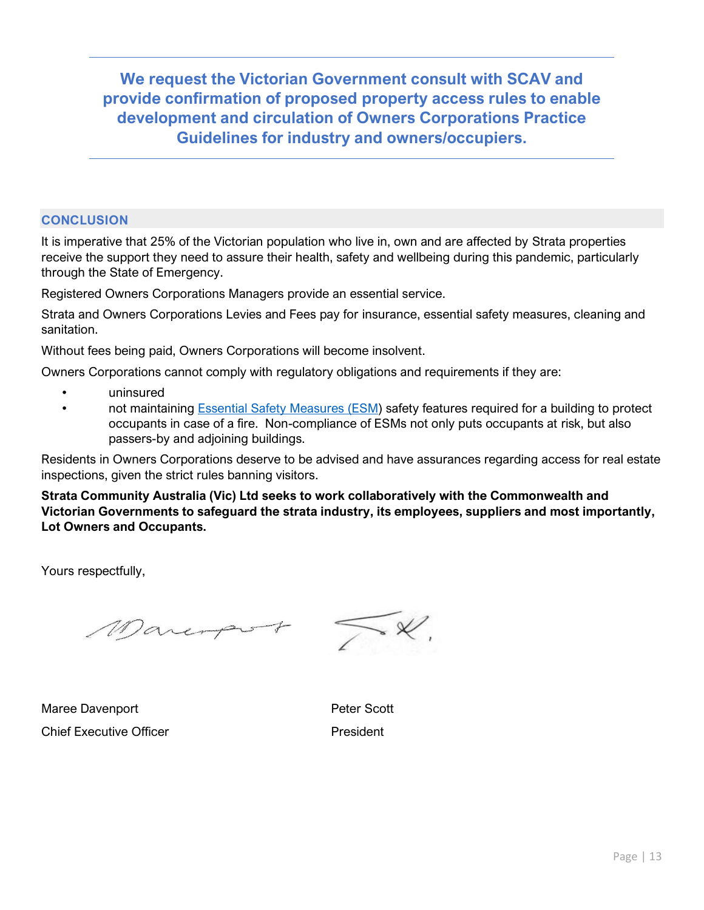**We request the Victorian Government consult with SCAV and provide confirmation of proposed property access rules to enable development and circulation of Owners Corporations Practice Guidelines for industry and owners/occupiers.**

## CONCLUSION

It is imperative that 25% of the Victorian population who live in, own and are affected by Strata properties receive the support they need to assure their health, safety and wellbeing during this pandemic, particularly through the State of Emergency.

Registered Owners Corporations Managers provide an essential service.

Strata and Owners Corporations Levies and Fees pay for insurance, essential safety measures, cleaning and sanitation.

Without fees being paid, Owners Corporations will become insolvent.

Owners Corporations cannot comply with regulatory obligations and requirements if they are:

- uninsured
- not maintaining Essential Safety Measures (ESM) safety features required for a building to protect occupants in case of a fire. Non-compliance of ESMs not only puts occupants at risk, but also passers-by and adjoining buildings.

Residents in Owners Corporations deserve to be advised and have assurances regarding access for real estate inspections, given the strict rules banning visitors.

**Strata Community Australia (Vic) Ltd seeks to work collaboratively with the Commonwealth and Victorian Governments to safeguard the strata industry, its employees, suppliers and most importantly, Lot Owners and Occupants.**

Yours respectfully,

Maree Davenport
Chief Executive Officer

Peter Scott
President